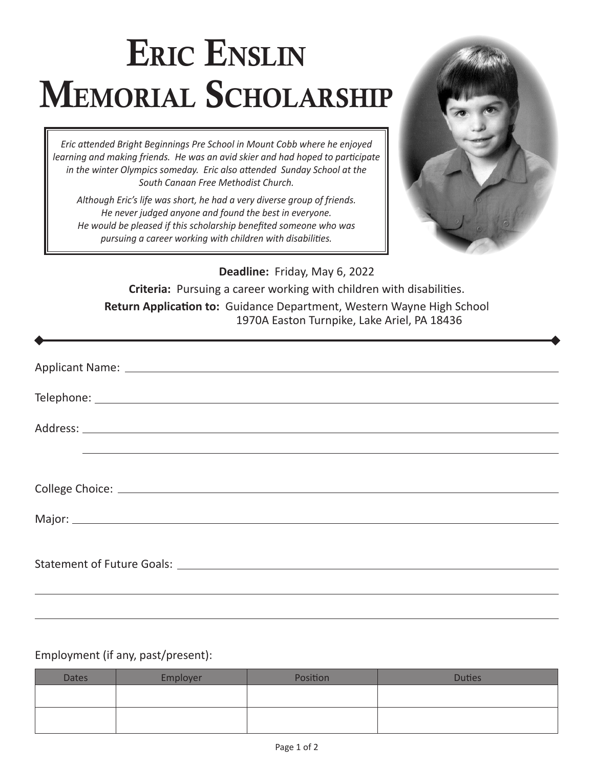# Eric Enslin Memorial Scholarship

*Eric attended Bright Beginnings Pre School in Mount Cobb where he enjoyed learning and making friends. He was an avid skier and had hoped to participate in the winter Olympics someday. Eric also attended Sunday School at the South Canaan Free Methodist Church.*

*Although Eric's life was short, he had a very diverse group of friends. He never judged anyone and found the best in everyone. He would be pleased if this scholarship benefited someone who was pursuing a career working with children with disabilities.*

**Deadline:** Friday, May 6, 2022

**Criteria:** Pursuing a career working with children with disabilities.

**Return Application to:** Guidance Department, Western Wayne High School
1970A Easton Turnpike, Lake Ariel, PA 18436

---

Applicant Name: ______________________________

Telephone: ______________________________

Address: ______________________________

______________________________

College Choice: ______________________________

Major: ______________________________

Statement of Future Goals: ______________________________

______________________________

______________________________

Employment (if any, past/present):

| Dates | Employer | Position | Duties |
|---|---|---|---|
| | | | |
| | | | |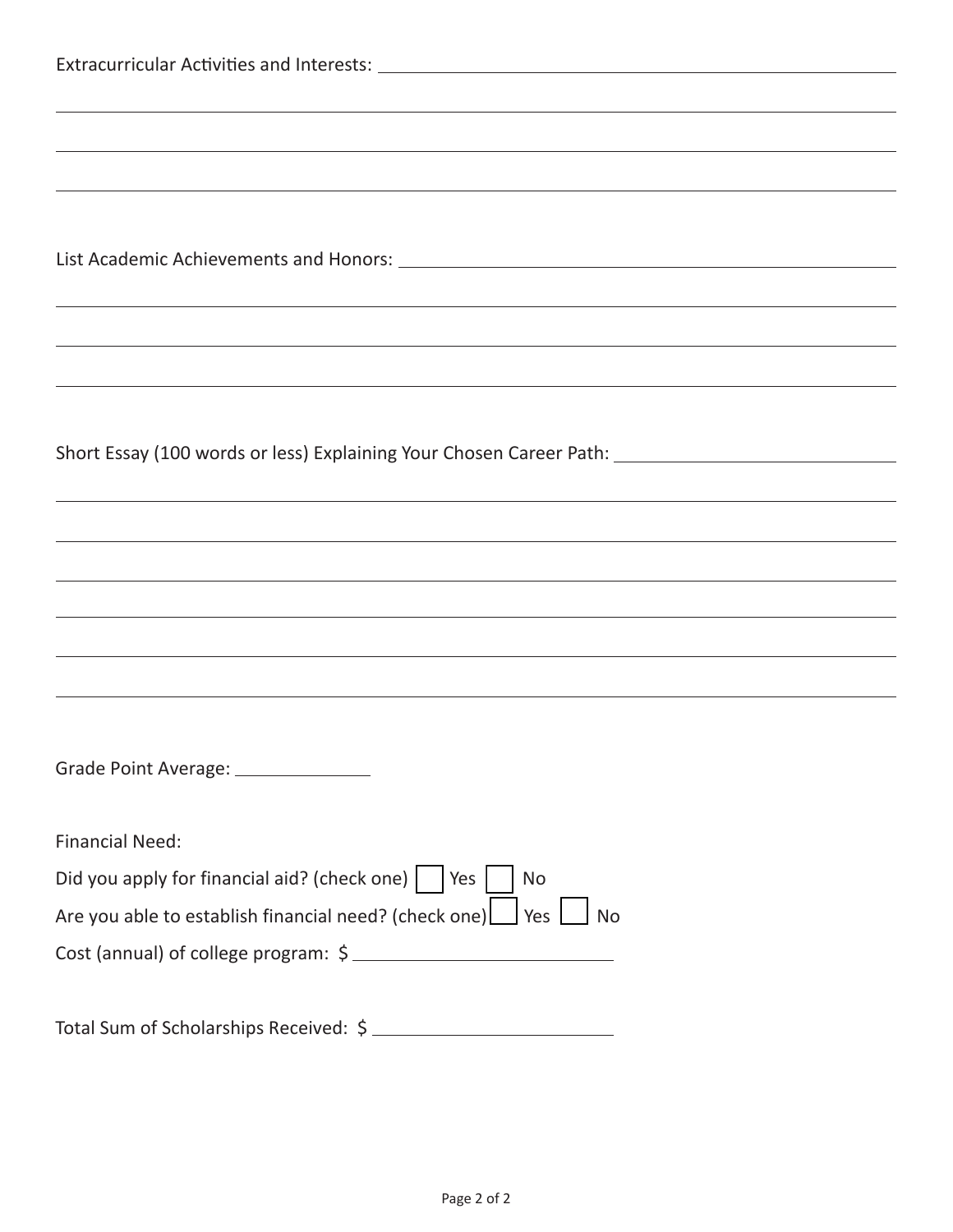Extracurricular Activities and Interests: ______________________________

______________________________________________________________

______________________________________________________________

______________________________________________________________

List Academic Achievements and Honors: ______________________________

______________________________________________________________

______________________________________________________________

______________________________________________________________

Short Essay (100 words or less) Explaining Your Chosen Career Path: ______________

______________________________________________________________

______________________________________________________________

______________________________________________________________

______________________________________________________________

______________________________________________________________

______________________________________________________________

Grade Point Average: ____________

Financial Need:

Did you apply for financial aid? (check one) ☐ Yes ☐ No

Are you able to establish financial need? (check one) ☐ Yes ☐ No

Cost (annual) of college program: $ ______________________

Total Sum of Scholarships Received: $ ______________________